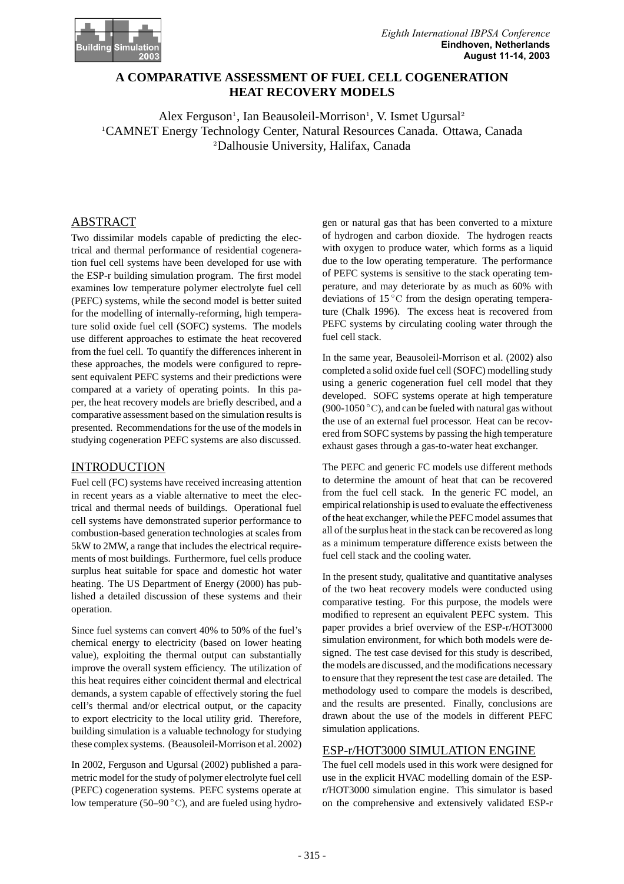# A COMPARATIVE ASSESSMENT OF FUEL CELL COGENERATION HEAT RECOVERY MODELS

Alex Ferguson[1], Ian Beausoleil-Morrison[1], V. Ismet Ugursal[2]
[1]CAMNET Energy Technology Center, Natural Resources Canada. Ottawa, Canada
[2]Dalhousie University, Halifax, Canada

## ABSTRACT

Two dissimilar models capable of predicting the electrical and thermal performance of residential cogeneration fuel cell systems have been developed for use with the ESP-r building simulation program. The first model examines low temperature polymer electrolyte fuel cell (PEFC) systems, while the second model is better suited for the modelling of internally-reforming, high temperature solid oxide fuel cell (SOFC) systems. The models use different approaches to estimate the heat recovered from the fuel cell. To quantify the differences inherent in these approaches, the models were configured to represent equivalent PEFC systems and their predictions were compared at a variety of operating points. In this paper, the heat recovery models are briefly described, and a comparative assessment based on the simulation results is presented. Recommendations for the use of the models in studying cogeneration PEFC systems are also discussed.

## INTRODUCTION

Fuel cell (FC) systems have received increasing attention in recent years as a viable alternative to meet the electrical and thermal needs of buildings. Operational fuel cell systems have demonstrated superior performance to combustion-based generation technologies at scales from 5kW to 2MW, a range that includes the electrical requirements of most buildings. Furthermore, fuel cells produce surplus heat suitable for space and domestic hot water heating. The US Department of Energy (2000) has published a detailed discussion of these systems and their operation.

Since fuel systems can convert 40% to 50% of the fuel's chemical energy to electricity (based on lower heating value), exploiting the thermal output can substantially improve the overall system efficiency. The utilization of this heat requires either coincident thermal and electrical demands, a system capable of effectively storing the fuel cell's thermal and/or electrical output, or the capacity to export electricity to the local utility grid. Therefore, building simulation is a valuable technology for studying these complex systems. (Beausoleil-Morrison et al. 2002)

In 2002, Ferguson and Ugursal (2002) published a parametric model for the study of polymer electrolyte fuel cell (PEFC) cogeneration systems. PEFC systems operate at low temperature (50–90 °C), and are fueled using hydrogen or natural gas that has been converted to a mixture of hydrogen and carbon dioxide. The hydrogen reacts with oxygen to produce water, which forms as a liquid due to the low operating temperature. The performance of PEFC systems is sensitive to the stack operating temperature, and may deteriorate by as much as 60% with deviations of 15 °C from the design operating temperature (Chalk 1996). The excess heat is recovered from PEFC systems by circulating cooling water through the fuel cell stack.

In the same year, Beausoleil-Morrison et al. (2002) also completed a solid oxide fuel cell (SOFC) modelling study using a generic cogeneration fuel cell model that they developed. SOFC systems operate at high temperature (900-1050 °C), and can be fueled with natural gas without the use of an external fuel processor. Heat can be recovered from SOFC systems by passing the high temperature exhaust gases through a gas-to-water heat exchanger.

The PEFC and generic FC models use different methods to determine the amount of heat that can be recovered from the fuel cell stack. In the generic FC model, an empirical relationship is used to evaluate the effectiveness of the heat exchanger, while the PEFC model assumes that all of the surplus heat in the stack can be recovered as long as a minimum temperature difference exists between the fuel cell stack and the cooling water.

In the present study, qualitative and quantitative analyses of the two heat recovery models were conducted using comparative testing. For this purpose, the models were modified to represent an equivalent PEFC system. This paper provides a brief overview of the ESP-r/HOT3000 simulation environment, for which both models were designed. The test case devised for this study is described, the models are discussed, and the modifications necessary to ensure that they represent the test case are detailed. The methodology used to compare the models is described, and the results are presented. Finally, conclusions are drawn about the use of the models in different PEFC simulation applications.

## ESP-r/HOT3000 SIMULATION ENGINE

The fuel cell models used in this work were designed for use in the explicit HVAC modelling domain of the ESP-r/HOT3000 simulation engine. This simulator is based on the comprehensive and extensively validated ESP-r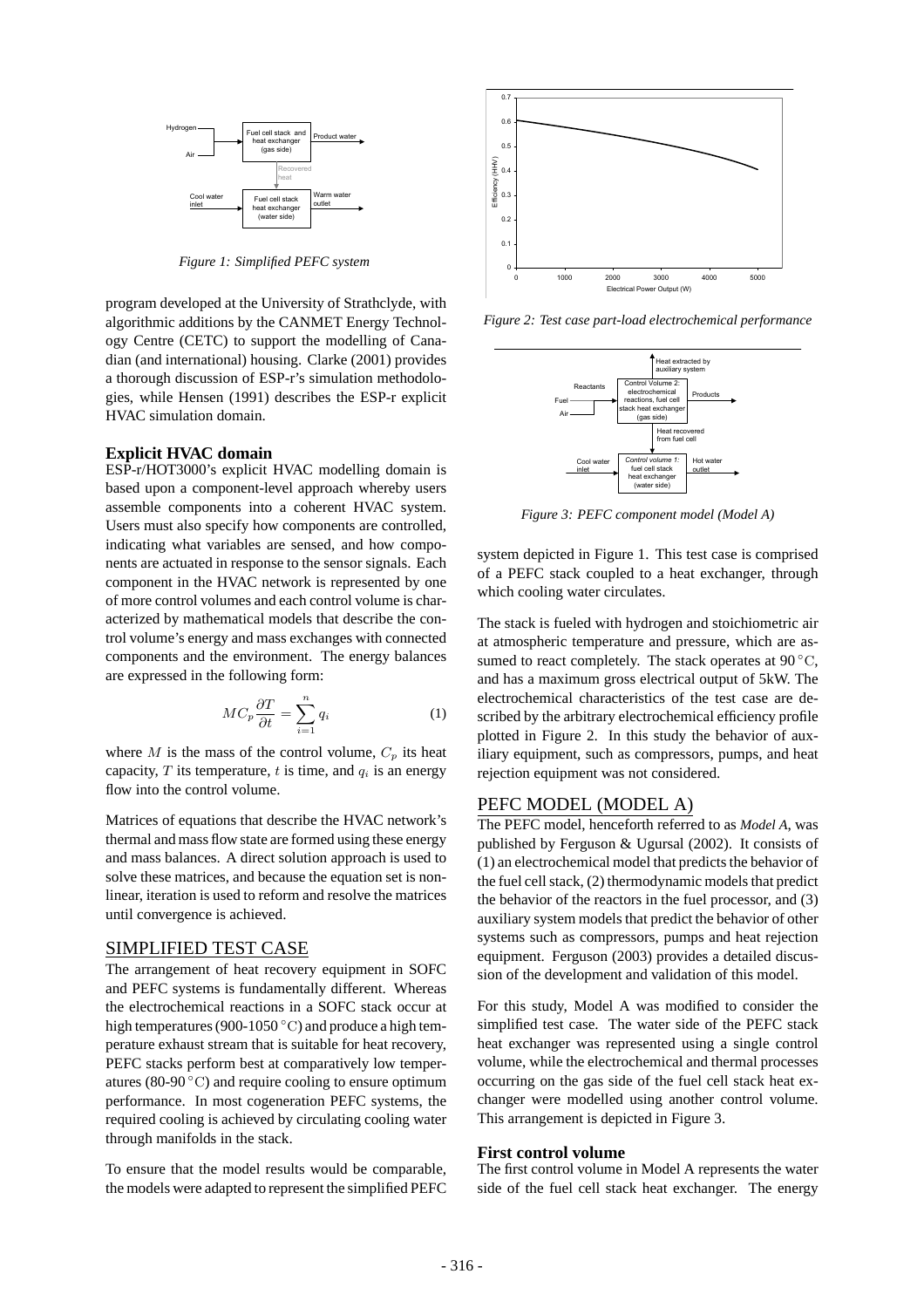*Figure 1: Simplified PEFC system*

program developed at the University of Strathclyde, with algorithmic additions by the CANMET Energy Technology Centre (CETC) to support the modelling of Canadian (and international) housing. Clarke (2001) provides a thorough discussion of ESP-r's simulation methodologies, while Hensen (1991) describes the ESP-r explicit HVAC simulation domain.

### Explicit HVAC domain

ESP-r/HOT3000's explicit HVAC modelling domain is based upon a component-level approach whereby users assemble components into a coherent HVAC system. Users must also specify how components are controlled, indicating what variables are sensed, and how components are actuated in response to the sensor signals. Each component in the HVAC network is represented by one of more control volumes and each control volume is characterized by mathematical models that describe the control volume's energy and mass exchanges with connected components and the environment. The energy balances are expressed in the following form:

$$MC_p \frac{\partial T}{\partial t} = \sum_{i=1}^{n} q_i \tag{1}$$

where $M$ is the mass of the control volume, $C_p$ its heat capacity, $T$ its temperature, $t$ is time, and $q_i$ is an energy flow into the control volume.

Matrices of equations that describe the HVAC network's thermal and mass flow state are formed using these energy and mass balances. A direct solution approach is used to solve these matrices, and because the equation set is nonlinear, iteration is used to reform and resolve the matrices until convergence is achieved.

## SIMPLIFIED TEST CASE

The arrangement of heat recovery equipment in SOFC and PEFC systems is fundamentally different. Whereas the electrochemical reactions in a SOFC stack occur at high temperatures (900-1050 $^\circ$C) and produce a high temperature exhaust stream that is suitable for heat recovery, PEFC stacks perform best at comparatively low temperatures (80-90 $^\circ$C) and require cooling to ensure optimum performance. In most cogeneration PEFC systems, the required cooling is achieved by circulating cooling water through manifolds in the stack.

To ensure that the model results would be comparable, the models were adapted to represent the simplified PEFC system depicted in Figure 1. This test case is comprised of a PEFC stack coupled to a heat exchanger, through which cooling water circulates.

*Figure 2: Test case part-load electrochemical performance*

*Figure 3: PEFC component model (Model A)*

The stack is fueled with hydrogen and stoichiometric air at atmospheric temperature and pressure, which are assumed to react completely. The stack operates at 90 $^\circ$C, and has a maximum gross electrical output of 5kW. The electrochemical characteristics of the test case are described by the arbitrary electrochemical efficiency profile plotted in Figure 2. In this study the behavior of auxiliary equipment, such as compressors, pumps, and heat rejection equipment was not considered.

## PEFC MODEL (MODEL A)

The PEFC model, henceforth referred to as *Model A*, was published by Ferguson & Ugursal (2002). It consists of (1) an electrochemical model that predicts the behavior of the fuel cell stack, (2) thermodynamic models that predict the behavior of the reactors in the fuel processor, and (3) auxiliary system models that predict the behavior of other systems such as compressors, pumps and heat rejection equipment. Ferguson (2003) provides a detailed discussion of the development and validation of this model.

For this study, Model A was modified to consider the simplified test case. The water side of the PEFC stack heat exchanger was represented using a single control volume, while the electrochemical and thermal processes occurring on the gas side of the fuel cell stack heat exchanger were modelled using another control volume. This arrangement is depicted in Figure 3.

### First control volume

The first control volume in Model A represents the water side of the fuel cell stack heat exchanger. The energy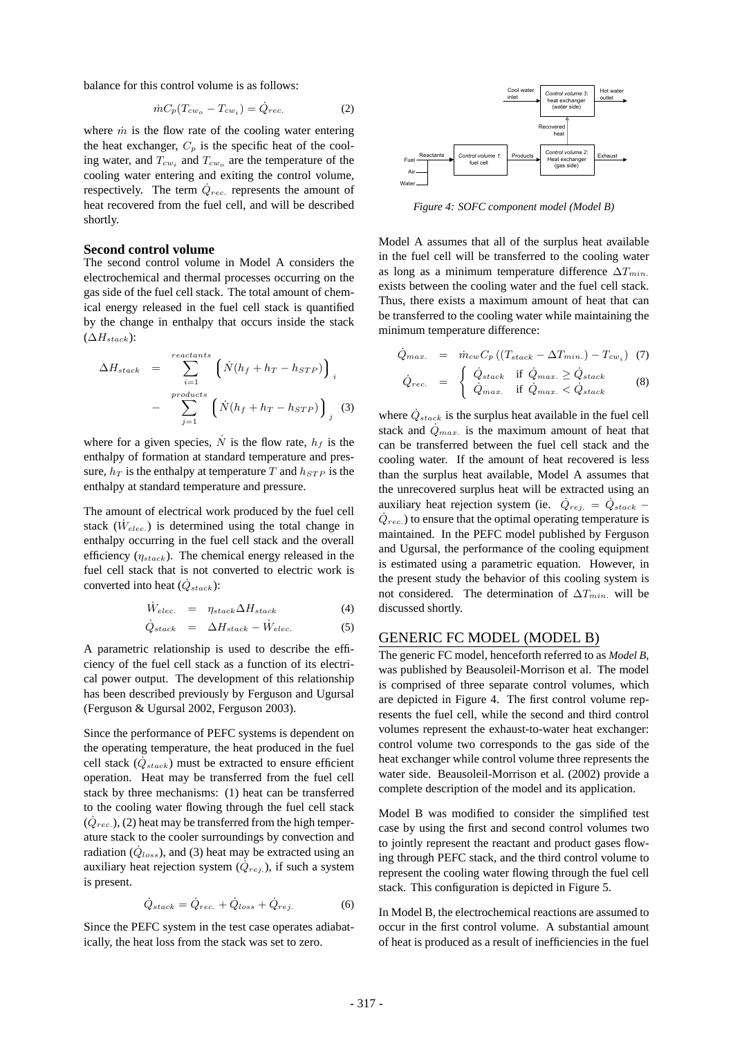balance for this control volume is as follows:

$$\dot{m}C_p(T_{cw_o} - T_{cw_i}) = \dot{Q}_{rec.} \tag{2}$$

where $\dot{m}$ is the flow rate of the cooling water entering the heat exchanger, $C_p$ is the specific heat of the cooling water, and $T_{cw_i}$ and $T_{cw_o}$ are the temperature of the cooling water entering and exiting the control volume, respectively. The term $\dot{Q}_{rec.}$ represents the amount of heat recovered from the fuel cell, and will be described shortly.

### Second control volume

The second control volume in Model A considers the electrochemical and thermal processes occurring on the gas side of the fuel cell stack. The total amount of chemical energy released in the fuel cell stack is quantified by the change in enthalpy that occurs inside the stack ($\Delta H_{stack}$):

$$\begin{aligned} \Delta H_{stack} &= \sum_{i=1}^{reactants} \left( \dot{N}(h_f + h_T - h_{STP}) \right)_i \\ &\quad - \sum_{j=1}^{products} \left( \dot{N}(h_f + h_T - h_{STP}) \right)_j \end{aligned} \tag{3}$$

where for a given species, $\dot{N}$ is the flow rate, $h_f$ is the enthalpy of formation at standard temperature and pressure, $h_T$ is the enthalpy at temperature $T$ and $h_{STP}$ is the enthalpy at standard temperature and pressure.

The amount of electrical work produced by the fuel cell stack ($\dot{W}_{elec.}$) is determined using the total change in enthalpy occurring in the fuel cell stack and the overall efficiency ($\eta_{stack}$). The chemical energy released in the fuel cell stack that is not converted to electric work is converted into heat ($\dot{Q}_{stack}$):

$$\dot{W}_{elec.} = \eta_{stack}\Delta H_{stack} \tag{4}$$

$$\dot{Q}_{stack} = \Delta H_{stack} - \dot{W}_{elec.} \tag{5}$$

A parametric relationship is used to describe the efficiency of the fuel cell stack as a function of its electrical power output. The development of this relationship has been described previously by Ferguson and Ugursal (Ferguson & Ugursal 2002, Ferguson 2003).

Since the performance of PEFC systems is dependent on the operating temperature, the heat produced in the fuel cell stack ($\dot{Q}_{stack}$) must be extracted to ensure efficient operation. Heat may be transferred from the fuel cell stack by three mechanisms: (1) heat can be transferred to the cooling water flowing through the fuel cell stack ($\dot{Q}_{rec.}$), (2) heat may be transferred from the high temperature stack to the cooler surroundings by convection and radiation ($\dot{Q}_{loss}$), and (3) heat may be extracted using an auxiliary heat rejection system ($\dot{Q}_{rej.}$), if such a system is present.

$$\dot{Q}_{stack} = \dot{Q}_{rec.} + \dot{Q}_{loss} + \dot{Q}_{rej.} \tag{6}$$

Since the PEFC system in the test case operates adiabatically, the heat loss from the stack was set to zero.

*Figure 4: SOFC component model (Model B)*

Model A assumes that all of the surplus heat available in the fuel cell will be transferred to the cooling water as long as a minimum temperature difference $\Delta T_{min.}$ exists between the cooling water and the fuel cell stack. Thus, there exists a maximum amount of heat that can be transferred to the cooling water while maintaining the minimum temperature difference:

$$\dot{Q}_{max.} = \dot{m}_{cw}C_p\left((T_{stack} - \Delta T_{min.}) - T_{cw_i}\right) \tag{7}$$

$$\dot{Q}_{rec.} = \begin{cases} \dot{Q}_{stack} & \text{if } \dot{Q}_{max.} \geq \dot{Q}_{stack} \\ \dot{Q}_{max.} & \text{if } \dot{Q}_{max.} < \dot{Q}_{stack} \end{cases} \tag{8}$$

where $\dot{Q}_{stack}$ is the surplus heat available in the fuel cell stack and $\dot{Q}_{max.}$ is the maximum amount of heat that can be transferred between the fuel cell stack and the cooling water. If the amount of heat recovered is less than the surplus heat available, Model A assumes that the unrecovered surplus heat will be extracted using an auxiliary heat rejection system (ie. $\dot{Q}_{rej.} = \dot{Q}_{stack} - \dot{Q}_{rec.}$) to ensure that the optimal operating temperature is maintained. In the PEFC model published by Ferguson and Ugursal, the performance of the cooling equipment is estimated using a parametric equation. However, in the present study the behavior of this cooling system is not considered. The determination of $\Delta T_{min.}$ will be discussed shortly.

## GENERIC FC MODEL (MODEL B)

The generic FC model, henceforth referred to as *Model B*, was published by Beausoleil-Morrison et al. The model is comprised of three separate control volumes, which are depicted in Figure 4. The first control volume represents the fuel cell, while the second and third control volumes represent the exhaust-to-water heat exchanger: control volume two corresponds to the gas side of the heat exchanger while control volume three represents the water side. Beausoleil-Morrison et al. (2002) provide a complete description of the model and its application.

Model B was modified to consider the simplified test case by using the first and second control volumes two to jointly represent the reactant and product gases flowing through PEFC stack, and the third control volume to represent the cooling water flowing through the fuel cell stack. This configuration is depicted in Figure 5.

In Model B, the electrochemical reactions are assumed to occur in the first control volume. A substantial amount of heat is produced as a result of inefficiencies in the fuel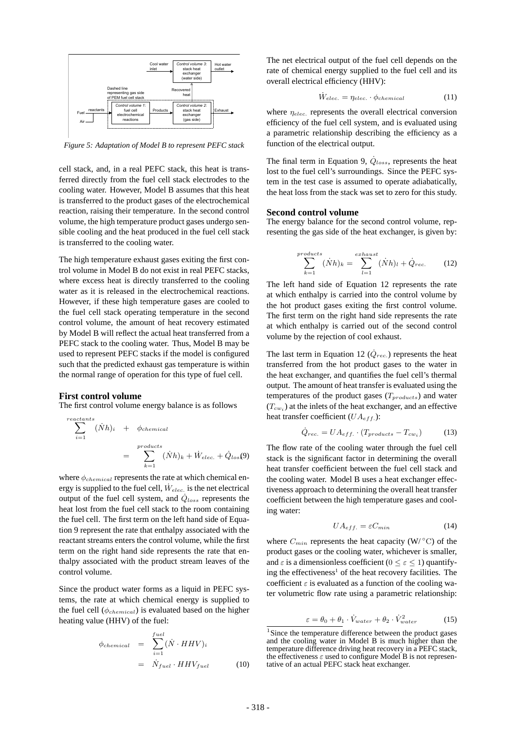Figure 5: Adaptation of Model B to represent PEFC stack

cell stack, and, in a real PEFC stack, this heat is transferred directly from the fuel cell stack electrodes to the cooling water. However, Model B assumes that this heat is transferred to the product gases of the electrochemical reaction, raising their temperature. In the second control volume, the high temperature product gases undergo sensible cooling and the heat produced in the fuel cell stack is transferred to the cooling water.

The high temperature exhaust gases exiting the first control volume in Model B do not exist in real PEFC stacks, where excess heat is directly transferred to the cooling water as it is released in the electrochemical reactions. However, if these high temperature gases are cooled to the fuel cell stack operating temperature in the second control volume, the amount of heat recovery estimated by Model B will reflect the actual heat transferred from a PEFC stack to the cooling water. Thus, Model B may be used to represent PEFC stacks if the model is configured such that the predicted exhaust gas temperature is within the normal range of operation for this type of fuel cell.

### First control volume

The first control volume energy balance is as follows

$$\sum_{i=1}^{reactants} (\dot{N}h)_i + \phi_{chemical} = \sum_{k=1}^{products} (\dot{N}h)_k + \dot{W}_{elec.} + \dot{Q}_{loss} \quad (9)$$

where $\phi_{chemical}$ represents the rate at which chemical energy is supplied to the fuel cell, $\dot{W}_{elec.}$ is the net electrical output of the fuel cell system, and $\dot{Q}_{loss}$ represents the heat lost from the fuel cell stack to the room containing the fuel cell. The first term on the left hand side of Equation 9 represent the rate that enthalpy associated with the reactant streams enters the control volume, while the first term on the right hand side represents the rate that enthalpy associated with the product stream leaves of the control volume.

Since the product water forms as a liquid in PEFC systems, the rate at which chemical energy is supplied to the fuel cell ($\phi_{chemical}$) is evaluated based on the higher heating value (HHV) of the fuel:

$$\phi_{chemical} = \sum_{i=1}^{fuel} (\dot{N} \cdot HHV)_i = \dot{N}_{fuel} \cdot HHV_{fuel} \quad (10)$$

The net electrical output of the fuel cell depends on the rate of chemical energy supplied to the fuel cell and its overall electrical efficiency (HHV):

$$\dot{W}_{elec.} = \eta_{elec.} \cdot \phi_{chemical} \quad (11)$$

where $\eta_{elec.}$ represents the overall electrical conversion efficiency of the fuel cell system, and is evaluated using a parametric relationship describing the efficiency as a function of the electrical output.

The final term in Equation 9, $\dot{Q}_{loss}$, represents the heat lost to the fuel cell's surroundings. Since the PEFC system in the test case is assumed to operate adiabatically, the heat loss from the stack was set to zero for this study.

### Second control volume

The energy balance for the second control volume, representing the gas side of the heat exchanger, is given by:

$$\sum_{k=1}^{products} (\dot{N}h)_k = \sum_{l=1}^{exhaust} (\dot{N}h)_l + \dot{Q}_{rec.} \quad (12)$$

The left hand side of Equation 12 represents the rate at which enthalpy is carried into the control volume by the hot product gases exiting the first control volume. The first term on the right hand side represents the rate at which enthalpy is carried out of the second control volume by the rejection of cool exhaust.

The last term in Equation 12 ($\dot{Q}_{rec.}$) represents the heat transferred from the hot product gases to the water in the heat exchanger, and quantifies the fuel cell's thermal output. The amount of heat transfer is evaluated using the temperatures of the product gases ($T_{products}$) and water ($T_{cw_i}$) at the inlets of the heat exchanger, and an effective heat transfer coefficient ($UA_{eff.}$):

$$\dot{Q}_{rec.} = UA_{eff.} \cdot (T_{products} - T_{cw_i}) \quad (13)$$

The flow rate of the cooling water through the fuel cell stack is the significant factor in determining the overall heat transfer coefficient between the fuel cell stack and the cooling water. Model B uses a heat exchanger effectiveness approach to determining the overall heat transfer coefficient between the high temperature gases and cooling water:

$$UA_{eff.} = \varepsilon C_{min} \quad (14)$$

where $C_{min}$ represents the heat capacity (W/°C) of the product gases or the cooling water, whichever is smaller, and $\varepsilon$ is a dimensionless coefficient ($0 \leq \varepsilon \leq 1$) quantifying the effectiveness[1] of the heat recovery facilities. The coefficient $\varepsilon$ is evaluated as a function of the cooling water volumetric flow rate using a parametric relationship:

$$\varepsilon = \theta_0 + \theta_1 \cdot \dot{V}_{water} + \theta_2 \cdot \dot{V}_{water}^2 \quad (15)$$

[1] Since the temperature difference between the product gases and the cooling water in Model B is much higher than the temperature difference driving heat recovery in a PEFC stack, the effectiveness $\varepsilon$ used to configure Model B is not representative of an actual PEFC stack heat exchanger.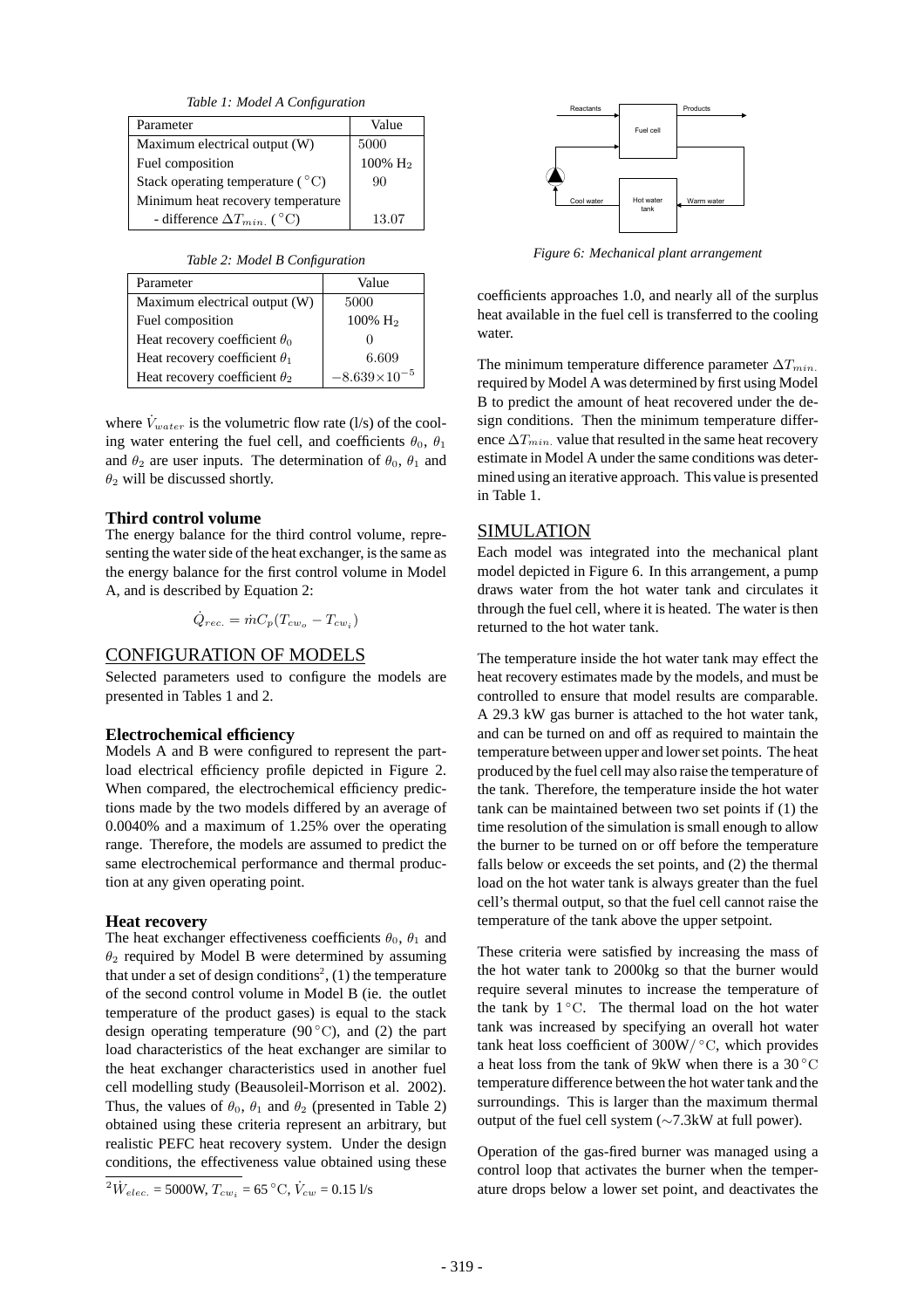*Table 1: Model A Configuration*

| Parameter | Value |
|---|---|
| Maximum electrical output (W) | 5000 |
| Fuel composition | 100% $H_2$ |
| Stack operating temperature ($^\circ$C) | 90 |
| Minimum heat recovery temperature - difference $\Delta T_{min.}$ ($^\circ$C) | 13.07 |

*Table 2: Model B Configuration*

| Parameter | Value |
|---|---|
| Maximum electrical output (W) | 5000 |
| Fuel composition | 100% $H_2$ |
| Heat recovery coefficient $\theta_0$ | 0 |
| Heat recovery coefficient $\theta_1$ | 6.609 |
| Heat recovery coefficient $\theta_2$ | $-8.639 \times 10^{-5}$ |

where $\dot{V}_{water}$ is the volumetric flow rate (l/s) of the cooling water entering the fuel cell, and coefficients $\theta_0$, $\theta_1$ and $\theta_2$ are user inputs. The determination of $\theta_0$, $\theta_1$ and $\theta_2$ will be discussed shortly.

### Third control volume

The energy balance for the third control volume, representing the water side of the heat exchanger, is the same as the energy balance for the first control volume in Model A, and is described by Equation 2:

$$\dot{Q}_{rec.} = \dot{m}C_p(T_{cw_o} - T_{cw_i})$$

## CONFIGURATION OF MODELS

Selected parameters used to configure the models are presented in Tables 1 and 2.

### Electrochemical efficiency

Models A and B were configured to represent the part-load electrical efficiency profile depicted in Figure 2. When compared, the electrochemical efficiency predictions made by the two models differed by an average of 0.0040% and a maximum of 1.25% over the operating range. Therefore, the models are assumed to predict the same electrochemical performance and thermal production at any given operating point.

### Heat recovery

The heat exchanger effectiveness coefficients $\theta_0$, $\theta_1$ and $\theta_2$ required by Model B were determined by assuming that under a set of design conditions[2], (1) the temperature of the second control volume in Model B (ie. the outlet temperature of the product gases) is equal to the stack design operating temperature (90 $^\circ$C), and (2) the part load characteristics of the heat exchanger are similar to the heat exchanger characteristics used in another fuel cell modelling study (Beausoleil-Morrison et al. 2002). Thus, the values of $\theta_0$, $\theta_1$ and $\theta_2$ (presented in Table 2) obtained using these criteria represent an arbitrary, but realistic PEFC heat recovery system. Under the design conditions, the effectiveness value obtained using these coefficients approaches 1.0, and nearly all of the surplus heat available in the fuel cell is transferred to the cooling water.

[2] $\dot{W}_{elec.}$ = 5000W, $T_{cw_i}$ = 65 $^\circ$C, $\dot{V}_{cw}$ = 0.15 l/s

*Figure 6: Mechanical plant arrangement*

The minimum temperature difference parameter $\Delta T_{min.}$ required by Model A was determined by first using Model B to predict the amount of heat recovered under the design conditions. Then the minimum temperature difference $\Delta T_{min.}$ value that resulted in the same heat recovery estimate in Model A under the same conditions was determined using an iterative approach. This value is presented in Table 1.

## SIMULATION

Each model was integrated into the mechanical plant model depicted in Figure 6. In this arrangement, a pump draws water from the hot water tank and circulates it through the fuel cell, where it is heated. The water is then returned to the hot water tank.

The temperature inside the hot water tank may effect the heat recovery estimates made by the models, and must be controlled to ensure that model results are comparable. A 29.3 kW gas burner is attached to the hot water tank, and can be turned on and off as required to maintain the temperature between upper and lower set points. The heat produced by the fuel cell may also raise the temperature of the tank. Therefore, the temperature inside the hot water tank can be maintained between two set points if (1) the time resolution of the simulation is small enough to allow the burner to be turned on or off before the temperature falls below or exceeds the set points, and (2) the thermal load on the hot water tank is always greater than the fuel cell's thermal output, so that the fuel cell cannot raise the temperature of the tank above the upper setpoint.

These criteria were satisfied by increasing the mass of the hot water tank to 2000kg so that the burner would require several minutes to increase the temperature of the tank by 1 $^\circ$C. The thermal load on the hot water tank was increased by specifying an overall hot water tank heat loss coefficient of 300W/ $^\circ$C, which provides a heat loss from the tank of 9kW when there is a 30 $^\circ$C temperature difference between the hot water tank and the surroundings. This is larger than the maximum thermal output of the fuel cell system ($\sim$7.3kW at full power).

Operation of the gas-fired burner was managed using a control loop that activates the burner when the temperature drops below a lower set point, and deactivates the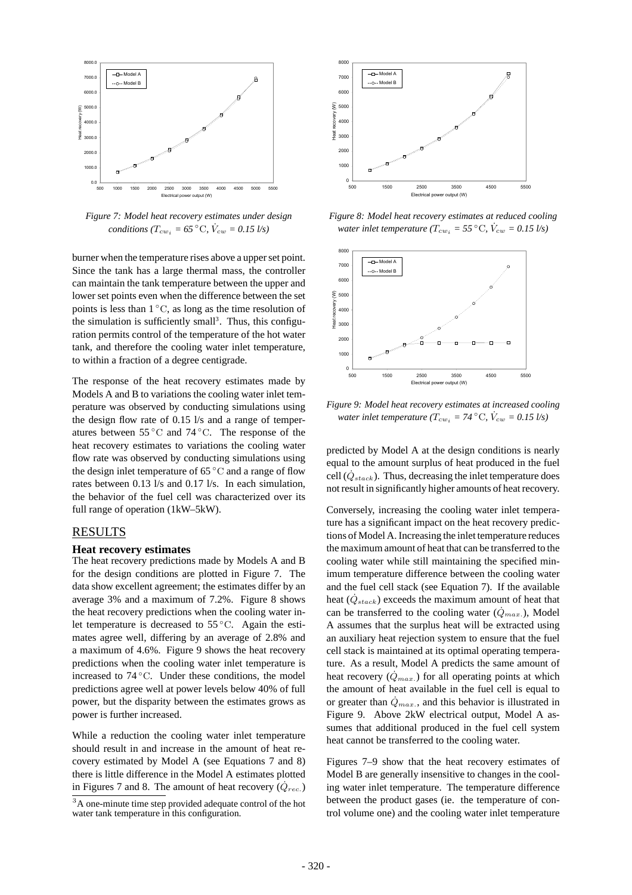*Figure 7: Model heat recovery estimates under design conditions ($T_{cw_i}$ = 65 °C, $\dot{V}_{cw}$ = 0.15 l/s)*

burner when the temperature rises above a upper set point. Since the tank has a large thermal mass, the controller can maintain the tank temperature between the upper and lower set points even when the difference between the set points is less than 1 °C, as long as the time resolution of the simulation is sufficiently small[3]. Thus, this configuration permits control of the temperature of the hot water tank, and therefore the cooling water inlet temperature, to within a fraction of a degree centigrade.

The response of the heat recovery estimates made by Models A and B to variations the cooling water inlet temperature was observed by conducting simulations using the design flow rate of 0.15 l/s and a range of temperatures between 55 °C and 74 °C. The response of the heat recovery estimates to variations the cooling water flow rate was observed by conducting simulations using the design inlet temperature of 65 °C and a range of flow rates between 0.13 l/s and 0.17 l/s. In each simulation, the behavior of the fuel cell was characterized over its full range of operation (1kW–5kW).

## RESULTS

### Heat recovery estimates

The heat recovery predictions made by Models A and B for the design conditions are plotted in Figure 7. The data show excellent agreement; the estimates differ by an average 3% and a maximum of 7.2%. Figure 8 shows the heat recovery predictions when the cooling water inlet temperature is decreased to 55 °C. Again the estimates agree well, differing by an average of 2.8% and a maximum of 4.6%. Figure 9 shows the heat recovery predictions when the cooling water inlet temperature is increased to 74 °C. Under these conditions, the model predictions agree well at power levels below 40% of full power, but the disparity between the estimates grows as power is further increased.

While a reduction the cooling water inlet temperature should result in and increase in the amount of heat recovery estimated by Model A (see Equations 7 and 8) there is little difference in the Model A estimates plotted in Figures 7 and 8. The amount of heat recovery ($\dot{Q}_{rec.}$)

[3] A one-minute time step provided adequate control of the hot water tank temperature in this configuration.

*Figure 8: Model heat recovery estimates at reduced cooling water inlet temperature ($T_{cw_i}$ = 55 °C, $\dot{V}_{cw}$ = 0.15 l/s)*

*Figure 9: Model heat recovery estimates at increased cooling water inlet temperature ($T_{cw_i}$ = 74 °C, $\dot{V}_{cw}$ = 0.15 l/s)*

predicted by Model A at the design conditions is nearly equal to the amount surplus of heat produced in the fuel cell ($\dot{Q}_{stack}$). Thus, decreasing the inlet temperature does not result in significantly higher amounts of heat recovery.

Conversely, increasing the cooling water inlet temperature has a significant impact on the heat recovery predictions of Model A. Increasing the inlet temperature reduces the maximum amount of heat that can be transferred to the cooling water while still maintaining the specified minimum temperature difference between the cooling water and the fuel cell stack (see Equation 7). If the available heat ($\dot{Q}_{stack}$) exceeds the maximum amount of heat that can be transferred to the cooling water ($\dot{Q}_{max.}$), Model A assumes that the surplus heat will be extracted using an auxiliary heat rejection system to ensure that the fuel cell stack is maintained at its optimal operating temperature. As a result, Model A predicts the same amount of heat recovery ($\dot{Q}_{max.}$) for all operating points at which the amount of heat available in the fuel cell is equal to or greater than $\dot{Q}_{max.}$, and this behavior is illustrated in Figure 9. Above 2kW electrical output, Model A assumes that additional produced in the fuel cell system heat cannot be transferred to the cooling water.

Figures 7–9 show that the heat recovery estimates of Model B are generally insensitive to changes in the cooling water inlet temperature. The temperature difference between the product gases (ie. the temperature of control volume one) and the cooling water inlet temperature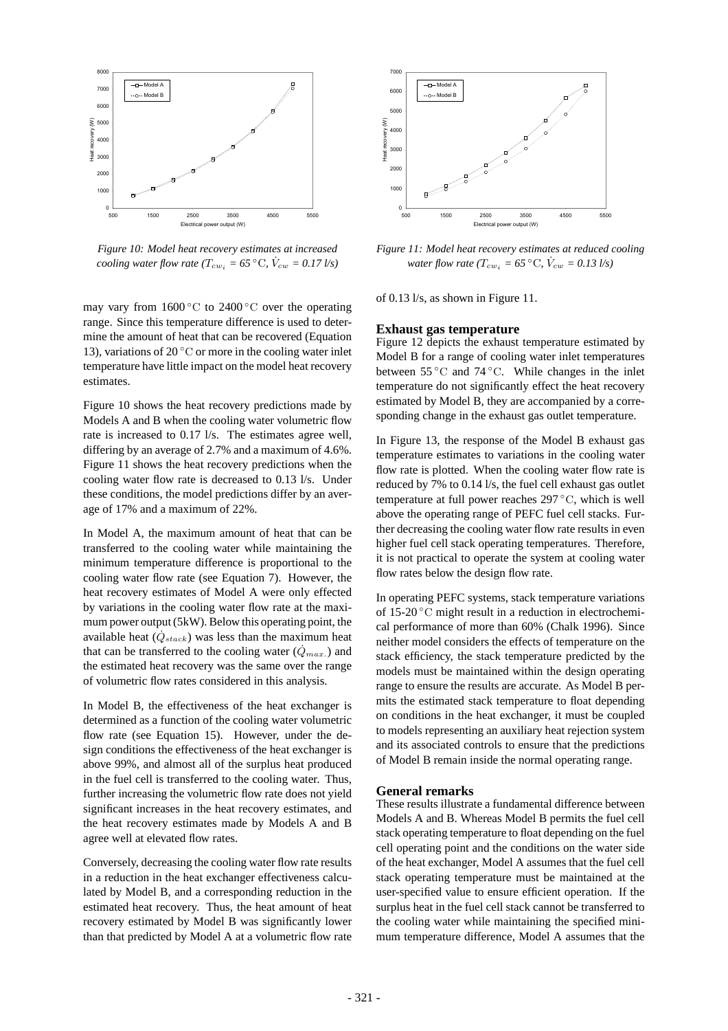*Figure 10: Model heat recovery estimates at increased cooling water flow rate ($T_{cw_i}$ = 65 °C, $\dot{V}_{cw}$ = 0.17 l/s)*

*Figure 11: Model heat recovery estimates at reduced cooling water flow rate ($T_{cw_i}$ = 65 °C, $\dot{V}_{cw}$ = 0.13 l/s)*

may vary from 1600 °C to 2400 °C over the operating range. Since this temperature difference is used to determine the amount of heat that can be recovered (Equation 13), variations of 20 °C or more in the cooling water inlet temperature have little impact on the model heat recovery estimates.

Figure 10 shows the heat recovery predictions made by Models A and B when the cooling water volumetric flow rate is increased to 0.17 l/s. The estimates agree well, differing by an average of 2.7% and a maximum of 4.6%. Figure 11 shows the heat recovery predictions when the cooling water flow rate is decreased to 0.13 l/s. Under these conditions, the model predictions differ by an average of 17% and a maximum of 22%.

In Model A, the maximum amount of heat that can be transferred to the cooling water while maintaining the minimum temperature difference is proportional to the cooling water flow rate (see Equation 7). However, the heat recovery estimates of Model A were only effected by variations in the cooling water flow rate at the maximum power output (5kW). Below this operating point, the available heat ($\dot{Q}_{stack}$) was less than the maximum heat that can be transferred to the cooling water ($\dot{Q}_{max.}$) and the estimated heat recovery was the same over the range of volumetric flow rates considered in this analysis.

In Model B, the effectiveness of the heat exchanger is determined as a function of the cooling water volumetric flow rate (see Equation 15). However, under the design conditions the effectiveness of the heat exchanger is above 99%, and almost all of the surplus heat produced in the fuel cell is transferred to the cooling water. Thus, further increasing the volumetric flow rate does not yield significant increases in the heat recovery estimates, and the heat recovery estimates made by Models A and B agree well at elevated flow rates.

Conversely, decreasing the cooling water flow rate results in a reduction in the heat exchanger effectiveness calculated by Model B, and a corresponding reduction in the estimated heat recovery. Thus, the heat amount of heat recovery estimated by Model B was significantly lower than that predicted by Model A at a volumetric flow rate of 0.13 l/s, as shown in Figure 11.

### Exhaust gas temperature

Figure 12 depicts the exhaust temperature estimated by Model B for a range of cooling water inlet temperatures between 55 °C and 74 °C. While changes in the inlet temperature do not significantly effect the heat recovery estimated by Model B, they are accompanied by a corresponding change in the exhaust gas outlet temperature.

In Figure 13, the response of the Model B exhaust gas temperature estimates to variations in the cooling water flow rate is plotted. When the cooling water flow rate is reduced by 7% to 0.14 l/s, the fuel cell exhaust gas outlet temperature at full power reaches 297 °C, which is well above the operating range of PEFC fuel cell stacks. Further decreasing the cooling water flow rate results in even higher fuel cell stack operating temperatures. Therefore, it is not practical to operate the system at cooling water flow rates below the design flow rate.

In operating PEFC systems, stack temperature variations of 15-20 °C might result in a reduction in electrochemical performance of more than 60% (Chalk 1996). Since neither model considers the effects of temperature on the stack efficiency, the stack temperature predicted by the models must be maintained within the design operating range to ensure the results are accurate. As Model B permits the estimated stack temperature to float depending on conditions in the heat exchanger, it must be coupled to models representing an auxiliary heat rejection system and its associated controls to ensure that the predictions of Model B remain inside the normal operating range.

### General remarks

These results illustrate a fundamental difference between Models A and B. Whereas Model B permits the fuel cell stack operating temperature to float depending on the fuel cell operating point and the conditions on the water side of the heat exchanger, Model A assumes that the fuel cell stack operating temperature must be maintained at the user-specified value to ensure efficient operation. If the surplus heat in the fuel cell stack cannot be transferred to the cooling water while maintaining the specified minimum temperature difference, Model A assumes that the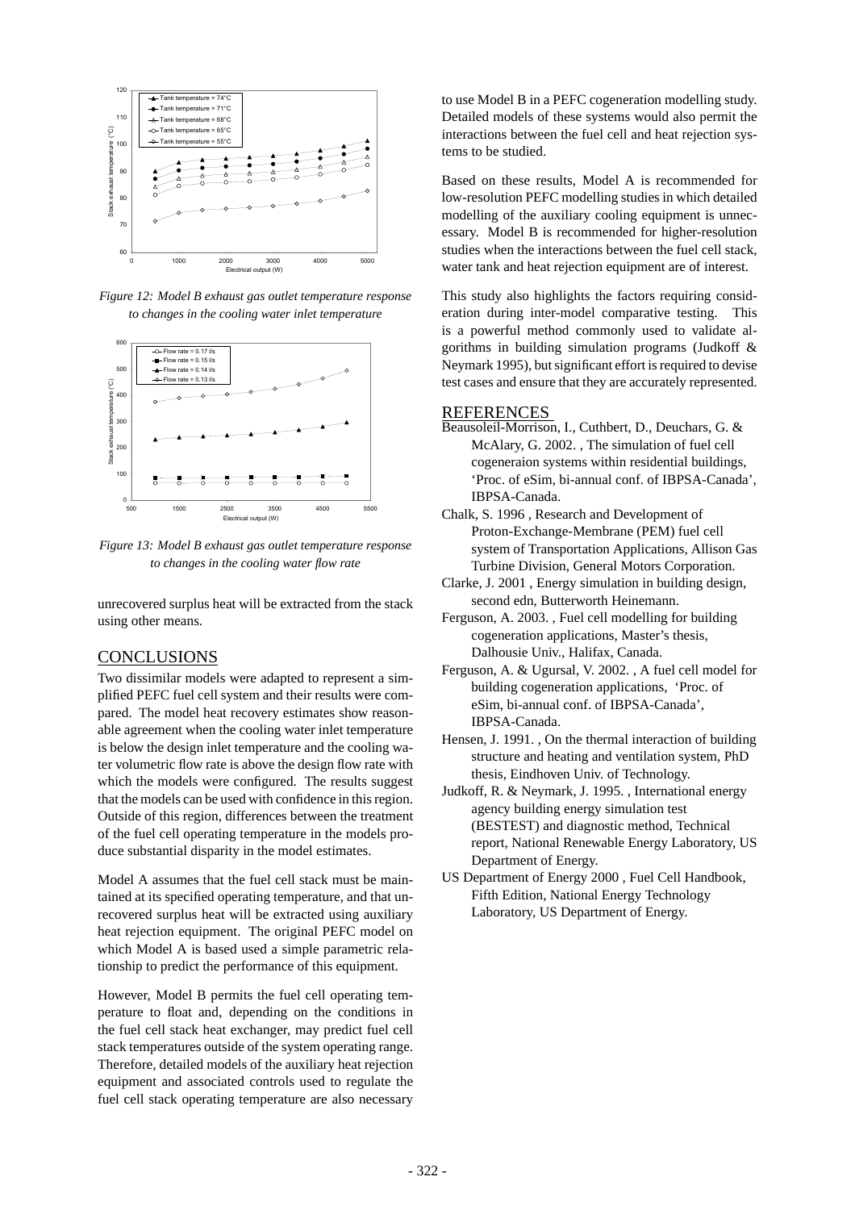120

Tank temperature = 74°C
Tank temperature = 71°C
Tank temperature = 68°C
Tank temperature = 65°C
Tank temperature = 55°C

110
100
90
80
70
60

Stack exhaust temperature (°C)

0 1000 2000 3000 4000 5000

Electrical output (W)

*Figure 12: Model B exhaust gas outlet temperature response to changes in the cooling water inlet temperature*

600

Flow rate = 0.17 l/s
Flow rate = 0.15 l/s
Flow rate = 0.14 l/s
Flow rate = 0.13 l/s

500
400
300
200
100
0

Stack exhaust temperature (°C)

500 1500 2500 3500 4500 5500

Electrical output (W)

*Figure 13: Model B exhaust gas outlet temperature response to changes in the cooling water flow rate*

unrecovered surplus heat will be extracted from the stack using other means.

## CONCLUSIONS

Two dissimilar models were adapted to represent a simplified PEFC fuel cell system and their results were compared. The model heat recovery estimates show reasonable agreement when the cooling water inlet temperature is below the design inlet temperature and the cooling water volumetric flow rate is above the design flow rate with which the models were configured. The results suggest that the models can be used with confidence in this region. Outside of this region, differences between the treatment of the fuel cell operating temperature in the models produce substantial disparity in the model estimates.

Model A assumes that the fuel cell stack must be maintained at its specified operating temperature, and that unrecovered surplus heat will be extracted using auxiliary heat rejection equipment. The original PEFC model on which Model A is based used a simple parametric relationship to predict the performance of this equipment.

However, Model B permits the fuel cell operating temperature to float and, depending on the conditions in the fuel cell stack heat exchanger, may predict fuel cell stack temperatures outside of the system operating range. Therefore, detailed models of the auxiliary heat rejection equipment and associated controls used to regulate the fuel cell stack operating temperature are also necessary to use Model B in a PEFC cogeneration modelling study. Detailed models of these systems would also permit the interactions between the fuel cell and heat rejection systems to be studied.

Based on these results, Model A is recommended for low-resolution PEFC modelling studies in which detailed modelling of the auxiliary cooling equipment is unnecessary. Model B is recommended for higher-resolution studies when the interactions between the fuel cell stack, water tank and heat rejection equipment are of interest.

This study also highlights the factors requiring consideration during inter-model comparative testing. This is a powerful method commonly used to validate algorithms in building simulation programs (Judkoff & Neymark 1995), but significant effort is required to devise test cases and ensure that they are accurately represented.

## REFERENCES

Beausoleil-Morrison, I., Cuthbert, D., Deuchars, G. & McAlary, G. 2002. , The simulation of fuel cell cogeneraion systems within residential buildings, 'Proc. of eSim, bi-annual conf. of IBPSA-Canada', IBPSA-Canada.

Chalk, S. 1996 , Research and Development of Proton-Exchange-Membrane (PEM) fuel cell system of Transportation Applications, Allison Gas Turbine Division, General Motors Corporation.

Clarke, J. 2001 , Energy simulation in building design, second edn, Butterworth Heinemann.

Ferguson, A. 2003. , Fuel cell modelling for building cogeneration applications, Master's thesis, Dalhousie Univ., Halifax, Canada.

Ferguson, A. & Ugursal, V. 2002. , A fuel cell model for building cogeneration applications, 'Proc. of eSim, bi-annual conf. of IBPSA-Canada', IBPSA-Canada.

Hensen, J. 1991. , On the thermal interaction of building structure and heating and ventilation system, PhD thesis, Eindhoven Univ. of Technology.

Judkoff, R. & Neymark, J. 1995. , International energy agency building energy simulation test (BESTEST) and diagnostic method, Technical report, National Renewable Energy Laboratory, US Department of Energy.

US Department of Energy 2000 , Fuel Cell Handbook, Fifth Edition, National Energy Technology Laboratory, US Department of Energy.